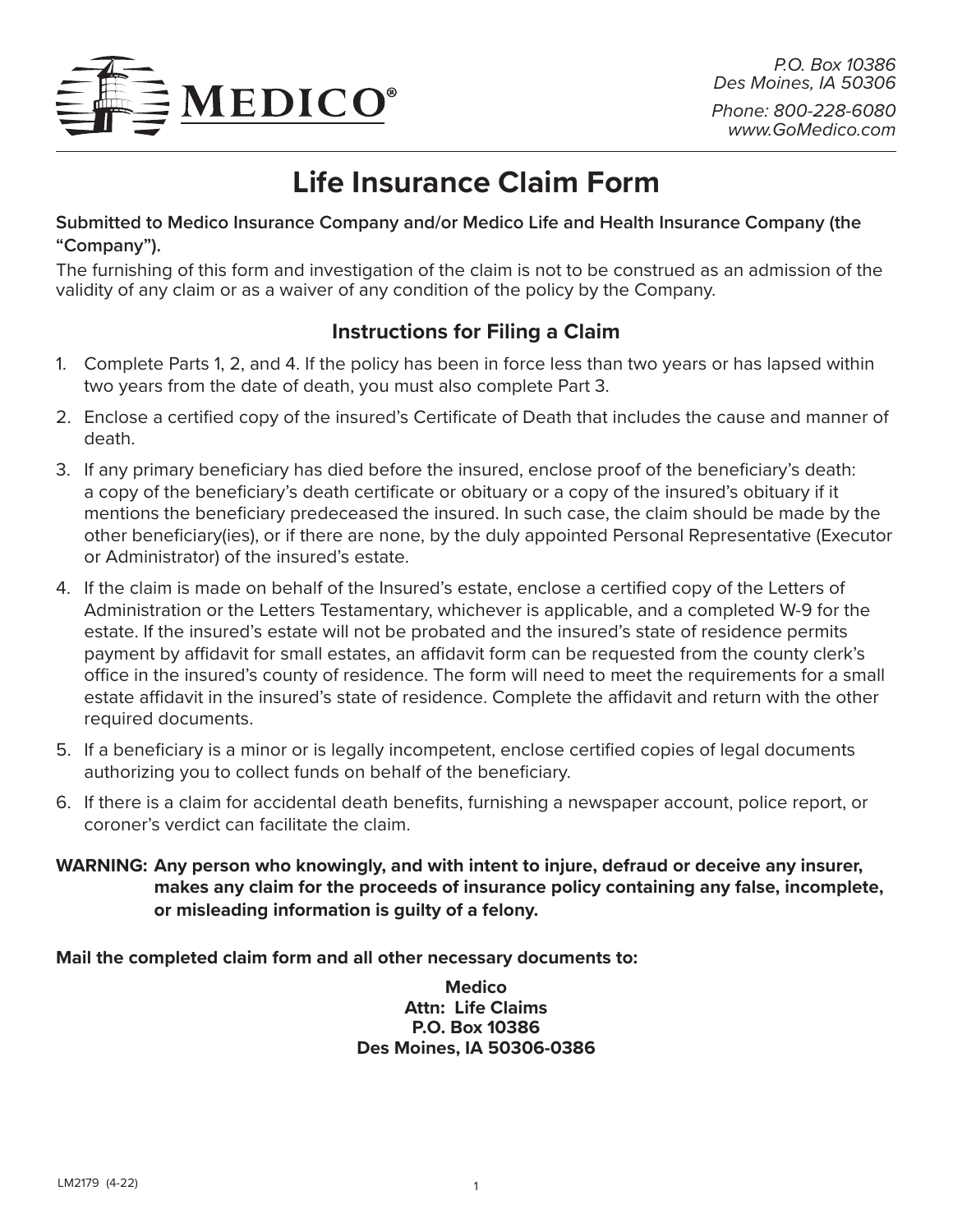MEDICO®

*P.O. Box 10386*
*Des Moines, IA 50306*

*Phone: 800-228-6080*
*www.GoMedico.com*

# Life Insurance Claim Form

**Submitted to Medico Insurance Company and/or Medico Life and Health Insurance Company (the "Company").**

The furnishing of this form and investigation of the claim is not to be construed as an admission of the validity of any claim or as a waiver of any condition of the policy by the Company.

## Instructions for Filing a Claim

1. Complete Parts 1, 2, and 4. If the policy has been in force less than two years or has lapsed within two years from the date of death, you must also complete Part 3.
2. Enclose a certified copy of the insured's Certificate of Death that includes the cause and manner of death.
3. If any primary beneficiary has died before the insured, enclose proof of the beneficiary's death: a copy of the beneficiary's death certificate or obituary or a copy of the insured's obituary if it mentions the beneficiary predeceased the insured. In such case, the claim should be made by the other beneficiary(ies), or if there are none, by the duly appointed Personal Representative (Executor or Administrator) of the insured's estate.
4. If the claim is made on behalf of the Insured's estate, enclose a certified copy of the Letters of Administration or the Letters Testamentary, whichever is applicable, and a completed W-9 for the estate. If the insured's estate will not be probated and the insured's state of residence permits payment by affidavit for small estates, an affidavit form can be requested from the county clerk's office in the insured's county of residence. The form will need to meet the requirements for a small estate affidavit in the insured's state of residence. Complete the affidavit and return with the other required documents.
5. If a beneficiary is a minor or is legally incompetent, enclose certified copies of legal documents authorizing you to collect funds on behalf of the beneficiary.
6. If there is a claim for accidental death benefits, furnishing a newspaper account, police report, or coroner's verdict can facilitate the claim.

**WARNING: Any person who knowingly, and with intent to injure, defraud or deceive any insurer, makes any claim for the proceeds of insurance policy containing any false, incomplete, or misleading information is guilty of a felony.**

**Mail the completed claim form and all other necessary documents to:**

**Medico**
**Attn: Life Claims**
**P.O. Box 10386**
**Des Moines, IA 50306-0386**

LM2179 (4-22)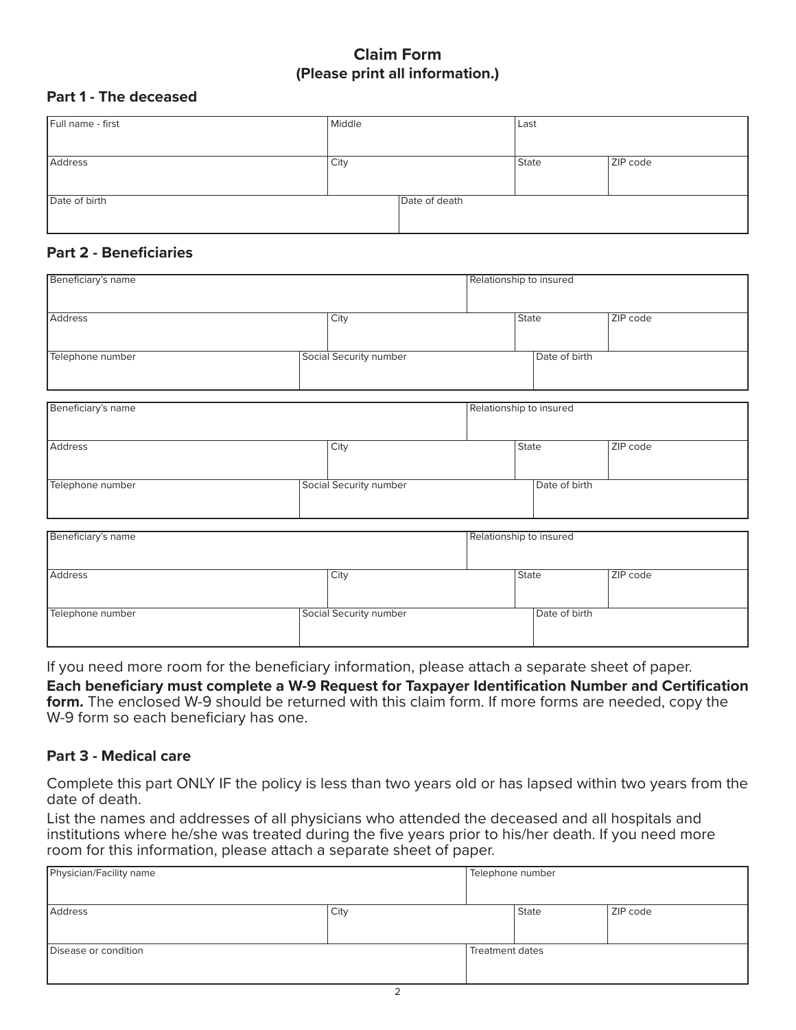# Claim Form
**(Please print all information.)**

## Part 1 - The deceased

| Full name - first | Middle | Last | |
|---|---|---|---|
| | | | |
| **Address** | **City** | **State** | **ZIP code** |
| | | | |
| **Date of birth** | **Date of death** | | |
| | | | |

## Part 2 - Beneficiaries

| Beneficiary's name | | Relationship to insured | |
|---|---|---|---|
| | | | |
| **Address** | **City** | **State** | **ZIP code** |
| | | | |
| **Telephone number** | **Social Security number** | **Date of birth** | |
| | | | |

| Beneficiary's name | | Relationship to insured | |
|---|---|---|---|
| | | | |
| **Address** | **City** | **State** | **ZIP code** |
| | | | |
| **Telephone number** | **Social Security number** | **Date of birth** | |
| | | | |

| Beneficiary's name | | Relationship to insured | |
|---|---|---|---|
| | | | |
| **Address** | **City** | **State** | **ZIP code** |
| | | | |
| **Telephone number** | **Social Security number** | **Date of birth** | |
| | | | |

If you need more room for the beneficiary information, please attach a separate sheet of paper.

**Each beneficiary must complete a W-9 Request for Taxpayer Identification Number and Certification form.** The enclosed W-9 should be returned with this claim form. If more forms are needed, copy the W-9 form so each beneficiary has one.

## Part 3 - Medical care

Complete this part ONLY IF the policy is less than two years old or has lapsed within two years from the date of death.

List the names and addresses of all physicians who attended the deceased and all hospitals and institutions where he/she was treated during the five years prior to his/her death. If you need more room for this information, please attach a separate sheet of paper.

| Physician/Facility name | | Telephone number | |
|---|---|---|---|
| | | | |
| **Address** | **City** | **State** | **ZIP code** |
| | | | |
| **Disease or condition** | | **Treatment dates** | |
| | | | |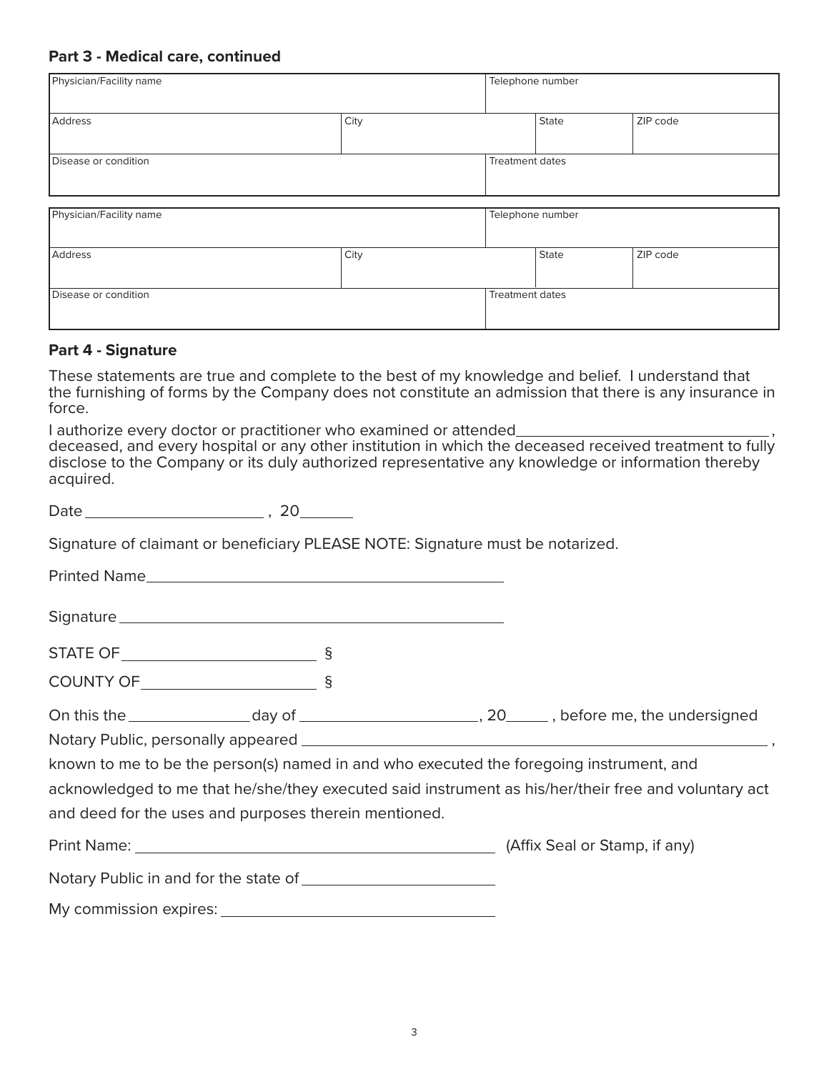## Part 3 - Medical care, continued

| Physician/Facility name | | Telephone number | |
|---|---|---|---|
| Address | City | State | ZIP code |
| Disease or condition | | Treatment dates | |

| Physician/Facility name | | Telephone number | |
|---|---|---|---|
| Address | City | State | ZIP code |
| Disease or condition | | Treatment dates | |

## Part 4 - Signature

These statements are true and complete to the best of my knowledge and belief. I understand that the furnishing of forms by the Company does not constitute an admission that there is any insurance in force.

I authorize every doctor or practitioner who examined or attended_______________________________, deceased, and every hospital or any other institution in which the deceased received treatment to fully disclose to the Company or its duly authorized representative any knowledge or information thereby acquired.

Date ______________________ , 20______

Signature of claimant or beneficiary PLEASE NOTE: Signature must be notarized.

Printed Name_____________________________________________

Signature _______________________________________________

STATE OF ________________________ §

COUNTY OF ______________________ §

On this the _______________day of ______________________, 20_____ , before me, the undersigned Notary Public, personally appeared ________________________________________________________________ , known to me to be the person(s) named in and who executed the foregoing instrument, and acknowledged to me that he/she/they executed said instrument as his/her/their free and voluntary act and deed for the uses and purposes therein mentioned.

Print Name: _____________________________________________ (Affix Seal or Stamp, if any)

Notary Public in and for the state of ________________________

My commission expires: __________________________________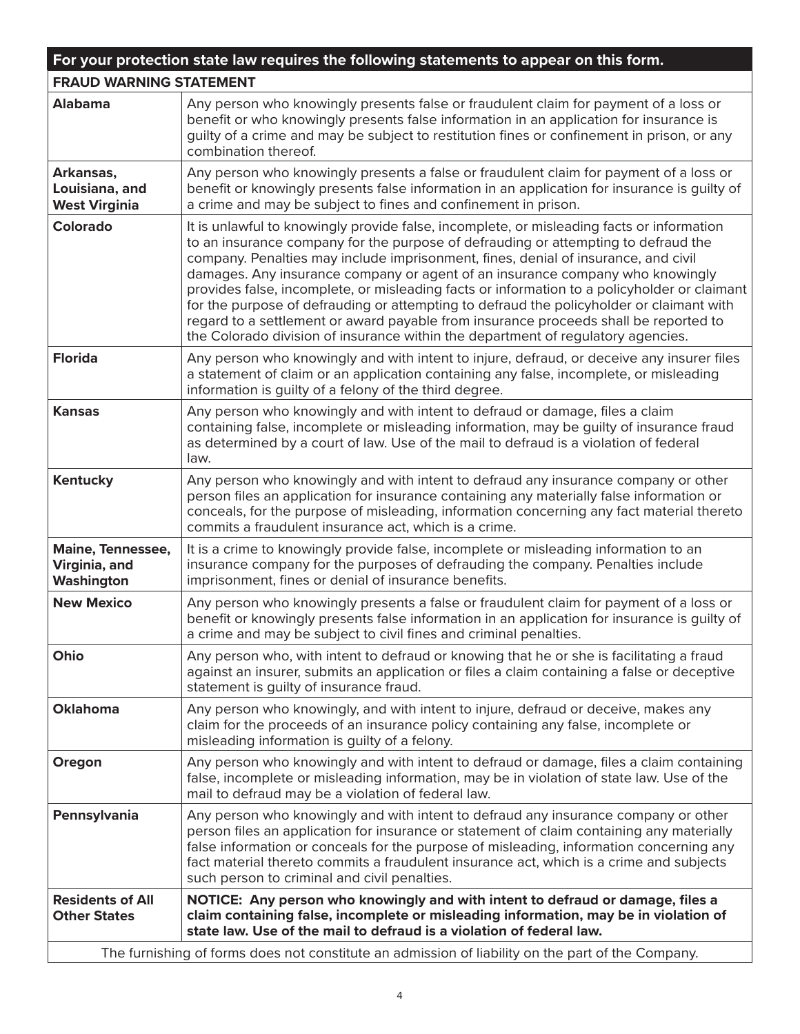| For your protection state law requires the following statements to appear on this form. | |
|---|---|
| **FRAUD WARNING STATEMENT** | |
| **Alabama** | Any person who knowingly presents false or fraudulent claim for payment of a loss or benefit or who knowingly presents false information in an application for insurance is guilty of a crime and may be subject to restitution fines or confinement in prison, or any combination thereof. |
| **Arkansas, Louisiana, and West Virginia** | Any person who knowingly presents a false or fraudulent claim for payment of a loss or benefit or knowingly presents false information in an application for insurance is guilty of a crime and may be subject to fines and confinement in prison. |
| **Colorado** | It is unlawful to knowingly provide false, incomplete, or misleading facts or information to an insurance company for the purpose of defrauding or attempting to defraud the company. Penalties may include imprisonment, fines, denial of insurance, and civil damages. Any insurance company or agent of an insurance company who knowingly provides false, incomplete, or misleading facts or information to a policyholder or claimant for the purpose of defrauding or attempting to defraud the policyholder or claimant with regard to a settlement or award payable from insurance proceeds shall be reported to the Colorado division of insurance within the department of regulatory agencies. |
| **Florida** | Any person who knowingly and with intent to injure, defraud, or deceive any insurer files a statement of claim or an application containing any false, incomplete, or misleading information is guilty of a felony of the third degree. |
| **Kansas** | Any person who knowingly and with intent to defraud or damage, files a claim containing false, incomplete or misleading information, may be guilty of insurance fraud as determined by a court of law. Use of the mail to defraud is a violation of federal law. |
| **Kentucky** | Any person who knowingly and with intent to defraud any insurance company or other person files an application for insurance containing any materially false information or conceals, for the purpose of misleading, information concerning any fact material thereto commits a fraudulent insurance act, which is a crime. |
| **Maine, Tennessee, Virginia, and Washington** | It is a crime to knowingly provide false, incomplete or misleading information to an insurance company for the purposes of defrauding the company. Penalties include imprisonment, fines or denial of insurance benefits. |
| **New Mexico** | Any person who knowingly presents a false or fraudulent claim for payment of a loss or benefit or knowingly presents false information in an application for insurance is guilty of a crime and may be subject to civil fines and criminal penalties. |
| **Ohio** | Any person who, with intent to defraud or knowing that he or she is facilitating a fraud against an insurer, submits an application or files a claim containing a false or deceptive statement is guilty of insurance fraud. |
| **Oklahoma** | Any person who knowingly, and with intent to injure, defraud or deceive, makes any claim for the proceeds of an insurance policy containing any false, incomplete or misleading information is guilty of a felony. |
| **Oregon** | Any person who knowingly and with intent to defraud or damage, files a claim containing false, incomplete or misleading information, may be in violation of state law. Use of the mail to defraud may be a violation of federal law. |
| **Pennsylvania** | Any person who knowingly and with intent to defraud any insurance company or other person files an application for insurance or statement of claim containing any materially false information or conceals for the purpose of misleading, information concerning any fact material thereto commits a fraudulent insurance act, which is a crime and subjects such person to criminal and civil penalties. |
| **Residents of All Other States** | **NOTICE: Any person who knowingly and with intent to defraud or damage, files a claim containing false, incomplete or misleading information, may be in violation of state law. Use of the mail to defraud is a violation of federal law.** |
| The furnishing of forms does not constitute an admission of liability on the part of the Company. | |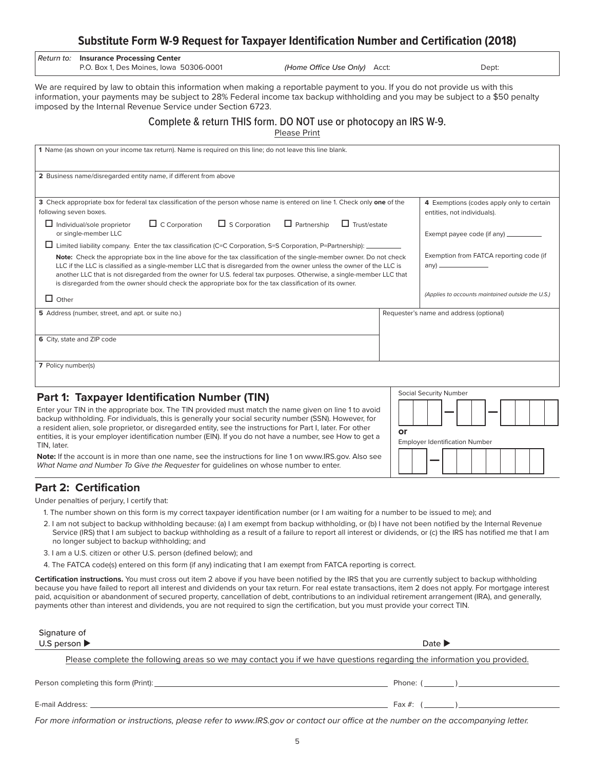# Substitute Form W-9 Request for Taxpayer Identification Number and Certification (2018)

*Return to:* **Insurance Processing Center**
P.O. Box 1, Des Moines, Iowa 50306-0001 *(Home Office Use Only)* Acct: Dept:

We are required by law to obtain this information when making a reportable payment to you. If you do not provide us with this information, your payments may be subject to 28% Federal income tax backup withholding and you may be subject to a $50 penalty imposed by the Internal Revenue Service under Section 6723.

## Complete & return THIS form. DO NOT use or photocopy an IRS W-9.

Please Print

**1** Name (as shown on your income tax return). Name is required on this line; do not leave this line blank.

**2** Business name/disregarded entity name, if different from above

**3** Check appropriate box for federal tax classification of the person whose name is entered on line 1. Check only **one** of the following seven boxes.

- ☐ Individual/sole proprietor or single-member LLC
- ☐ C Corporation
- ☐ S Corporation
- ☐ Partnership
- ☐ Trust/estate
- ☐ Limited liability company. Enter the tax classification (C=C Corporation, S=S Corporation, P=Partnership): ________

**Note:** Check the appropriate box in the line above for the tax classification of the single-member owner. Do not check LLC if the LLC is classified as a single-member LLC that is disregarded from the owner unless the owner of the LLC is another LLC that is not disregarded from the owner for U.S. federal tax purposes. Otherwise, a single-member LLC that is disregarded from the owner should check the appropriate box for the tax classification of its owner.

- ☐ Other

**4** Exemptions (codes apply only to certain entities, not individuals).

Exempt payee code (if any) ________

Exemption from FATCA reporting code (if any) ________

*(Applies to accounts maintained outside the U.S.)*

**5** Address (number, street, and apt. or suite no.)

**6** City, state and ZIP code

Requester's name and address (optional)

**7** Policy number(s)

## Part 1: Taxpayer Identification Number (TIN)

Enter your TIN in the appropriate box. The TIN provided must match the name given on line 1 to avoid backup withholding. For individuals, this is generally your social security number (SSN). However, for a resident alien, sole proprietor, or disregarded entity, see the instructions for Part I, later. For other entities, it is your employer identification number (EIN). If you do not have a number, see How to get a TIN, later.

**Note:** If the account is in more than one name, see the instructions for line 1 on www.IRS.gov. Also see *What Name and Number To Give the Requester* for guidelines on whose number to enter.

Social Security Number

☐☐☐ – ☐☐ – ☐☐☐☐

**or**

Employer Identification Number

☐☐ – ☐☐☐☐☐☐☐

## Part 2: Certification

Under penalties of perjury, I certify that:

1. The number shown on this form is my correct taxpayer identification number (or I am waiting for a number to be issued to me); and
2. I am not subject to backup withholding because: (a) I am exempt from backup withholding, or (b) I have not been notified by the Internal Revenue Service (IRS) that I am subject to backup withholding as a result of a failure to report all interest or dividends, or (c) the IRS has notified me that I am no longer subject to backup withholding; and
3. I am a U.S. citizen or other U.S. person (defined below); and
4. The FATCA code(s) entered on this form (if any) indicating that I am exempt from FATCA reporting is correct.

**Certification instructions.** You must cross out item 2 above if you have been notified by the IRS that you are currently subject to backup withholding because you have failed to report all interest and dividends on your tax return. For real estate transactions, item 2 does not apply. For mortgage interest paid, acquisition or abandonment of secured property, cancellation of debt, contributions to an individual retirement arrangement (IRA), and generally, payments other than interest and dividends, you are not required to sign the certification, but you must provide your correct TIN.

Signature of U.S person ▶ ________________________ Date ▶ ________

Please complete the following areas so we may contact you if we have questions regarding the information you provided.

Person completing this form (Print): ________________________ Phone: (______) ________

E-mail Address: ________________________ Fax #: (______) ________

*For more information or instructions, please refer to www.IRS.gov or contact our office at the number on the accompanying letter.*